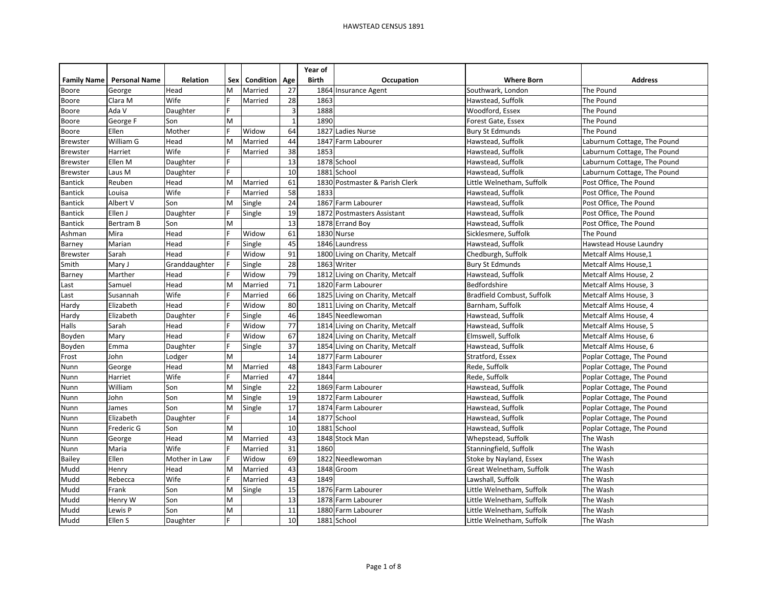# HAWSTEAD CENSUS 1891

| Family Name | Personal Name | Relation | Sex | Condition | Age | Year of Birth | Occupation | Where Born | Address |
|---|---|---|---|---|---|---|---|---|---|
| Boore | George | Head | M | Married | 27 | 1864 | Insurance Agent | Southwark, London | The Pound |
| Boore | Clara M | Wife | F | Married | 28 | 1863 | | Hawstead, Suffolk | The Pound |
| Boore | Ada V | Daughter | F | | 3 | 1888 | | Woodford, Essex | The Pound |
| Boore | George F | Son | M | | 1 | 1890 | | Forest Gate, Essex | The Pound |
| Boore | Ellen | Mother | F | Widow | 64 | 1827 | Ladies Nurse | Bury St Edmunds | The Pound |
| Brewster | William G | Head | M | Married | 44 | 1847 | Farm Labourer | Hawstead, Suffolk | Laburnum Cottage, The Pound |
| Brewster | Harriet | Wife | F | Married | 38 | 1853 | | Hawstead, Suffolk | Laburnum Cottage, The Pound |
| Brewster | Ellen M | Daughter | F | | 13 | 1878 | School | Hawstead, Suffolk | Laburnum Cottage, The Pound |
| Brewster | Laus M | Daughter | F | | 10 | 1881 | School | Hawstead, Suffolk | Laburnum Cottage, The Pound |
| Bantick | Reuben | Head | M | Married | 61 | 1830 | Postmaster & Parish Clerk | Little Welnetham, Suffolk | Post Office, The Pound |
| Bantick | Louisa | Wife | F | Married | 58 | 1833 | | Hawstead, Suffolk | Post Office, The Pound |
| Bantick | Albert V | Son | M | Single | 24 | 1867 | Farm Labourer | Hawstead, Suffolk | Post Office, The Pound |
| Bantick | Ellen J | Daughter | F | Single | 19 | 1872 | Postmasters Assistant | Hawstead, Suffolk | Post Office, The Pound |
| Bantick | Bertram B | Son | M | | 13 | 1878 | Errand Boy | Hawstead, Suffolk | Post Office, The Pound |
| Ashman | Mira | Head | F | Widow | 61 | 1830 | Nurse | Sicklesmere, Suffolk | The Pound |
| Barney | Marian | Head | F | Single | 45 | 1846 | Laundress | Hawstead, Suffolk | Hawstead House Laundry |
| Brewster | Sarah | Head | F | Widow | 91 | 1800 | Living on Charity, Metcalf | Chedburgh, Suffolk | Metcalf Alms House,1 |
| Smith | Mary J | Granddaughter | F | Single | 28 | 1863 | Writer | Bury St Edmunds | Metcalf Alms House,1 |
| Barney | Marther | Head | F | Widow | 79 | 1812 | Living on Charity, Metcalf | Hawstead, Suffolk | Metcalf Alms House, 2 |
| Last | Samuel | Head | M | Married | 71 | 1820 | Farm Labourer | Bedfordshire | Metcalf Alms House, 3 |
| Last | Susannah | Wife | F | Married | 66 | 1825 | Living on Charity, Metcalf | Bradfield Combust, Suffolk | Metcalf Alms House, 3 |
| Hardy | Elizabeth | Head | F | Widow | 80 | 1811 | Living on Charity, Metcalf | Barnham, Suffolk | Metcalf Alms House, 4 |
| Hardy | Elizabeth | Daughter | F | Single | 46 | 1845 | Needlewoman | Hawstead, Suffolk | Metcalf Alms House, 4 |
| Halls | Sarah | Head | F | Widow | 77 | 1814 | Living on Charity, Metcalf | Hawstead, Suffolk | Metcalf Alms House, 5 |
| Boyden | Mary | Head | F | Widow | 67 | 1824 | Living on Charity, Metcalf | Elmswell, Suffolk | Metcalf Alms House, 6 |
| Boyden | Emma | Daughter | F | Single | 37 | 1854 | Living on Charity, Metcalf | Hawstead, Suffolk | Metcalf Alms House, 6 |
| Frost | John | Lodger | M | | 14 | 1877 | Farm Labourer | Stratford, Essex | Poplar Cottage, The Pound |
| Nunn | George | Head | M | Married | 48 | 1843 | Farm Labourer | Rede, Suffolk | Poplar Cottage, The Pound |
| Nunn | Harriet | Wife | F | Married | 47 | 1844 | | Rede, Suffolk | Poplar Cottage, The Pound |
| Nunn | William | Son | M | Single | 22 | 1869 | Farm Labourer | Hawstead, Suffolk | Poplar Cottage, The Pound |
| Nunn | John | Son | M | Single | 19 | 1872 | Farm Labourer | Hawstead, Suffolk | Poplar Cottage, The Pound |
| Nunn | James | Son | M | Single | 17 | 1874 | Farm Labourer | Hawstead, Suffolk | Poplar Cottage, The Pound |
| Nunn | Elizabeth | Daughter | F | | 14 | 1877 | School | Hawstead, Suffolk | Poplar Cottage, The Pound |
| Nunn | Frederic G | Son | M | | 10 | 1881 | School | Hawstead, Suffolk | Poplar Cottage, The Pound |
| Nunn | George | Head | M | Married | 43 | 1848 | Stock Man | Whepstead, Suffolk | The Wash |
| Nunn | Maria | Wife | F | Married | 31 | 1860 | | Stanningfield, Suffolk | The Wash |
| Bailey | Ellen | Mother in Law | F | Widow | 69 | 1822 | Needlewoman | Stoke by Nayland, Essex | The Wash |
| Mudd | Henry | Head | M | Married | 43 | 1848 | Groom | Great Welnetham, Suffolk | The Wash |
| Mudd | Rebecca | Wife | F | Married | 43 | 1849 | | Lawshall, Suffolk | The Wash |
| Mudd | Frank | Son | M | Single | 15 | 1876 | Farm Labourer | Little Welnetham, Suffolk | The Wash |
| Mudd | Henry W | Son | M | | 13 | 1878 | Farm Labourer | Little Welnetham, Suffolk | The Wash |
| Mudd | Lewis P | Son | M | | 11 | 1880 | Farm Labourer | Little Welnetham, Suffolk | The Wash |
| Mudd | Ellen S | Daughter | F | | 10 | 1881 | School | Little Welnetham, Suffolk | The Wash |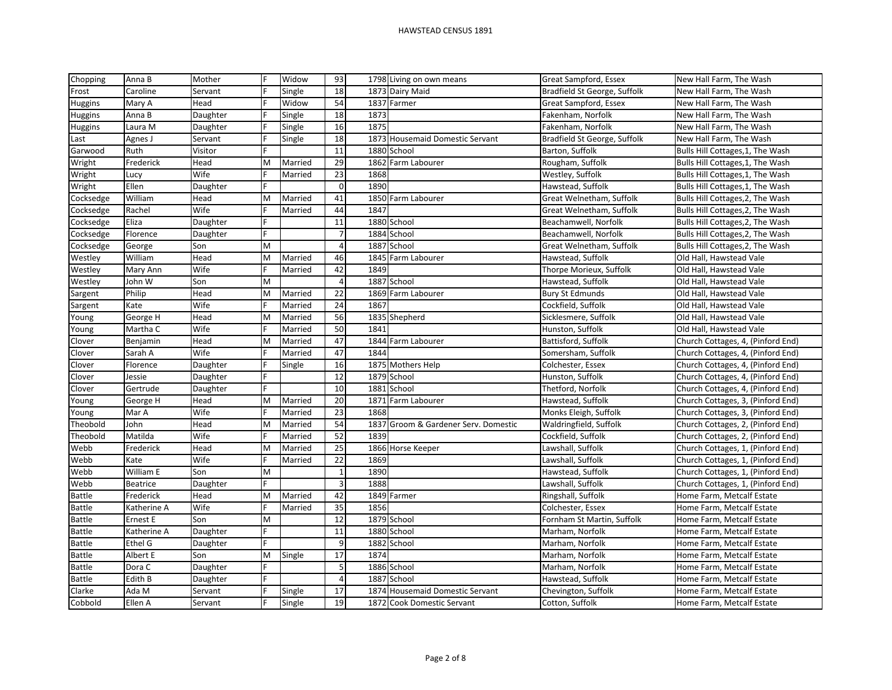# HAWSTEAD CENSUS 1891

| | | | | | | | | | |
|---|---|---|---|---|---|---|---|---|---|
| Chopping | Anna B | Mother | F | Widow | 93 | 1798 | Living on own means | Great Sampford, Essex | New Hall Farm, The Wash |
| Frost | Caroline | Servant | F | Single | 18 | 1873 | Dairy Maid | Bradfield St George, Suffolk | New Hall Farm, The Wash |
| Huggins | Mary A | Head | F | Widow | 54 | 1837 | Farmer | Great Sampford, Essex | New Hall Farm, The Wash |
| Huggins | Anna B | Daughter | F | Single | 18 | 1873 | | Fakenham, Norfolk | New Hall Farm, The Wash |
| Huggins | Laura M | Daughter | F | Single | 16 | 1875 | | Fakenham, Norfolk | New Hall Farm, The Wash |
| Last | Agnes J | Servant | F | Single | 18 | 1873 | Housemaid Domestic Servant | Bradfield St George, Suffolk | New Hall Farm, The Wash |
| Garwood | Ruth | Visitor | F | | 11 | 1880 | School | Barton, Suffolk | Bulls Hill Cottages,1, The Wash |
| Wright | Frederick | Head | M | Married | 29 | 1862 | Farm Labourer | Rougham, Suffolk | Bulls Hill Cottages,1, The Wash |
| Wright | Lucy | Wife | F | Married | 23 | 1868 | | Westley, Suffolk | Bulls Hill Cottages,1, The Wash |
| Wright | Ellen | Daughter | F | | 0 | 1890 | | Hawstead, Suffolk | Bulls Hill Cottages,1, The Wash |
| Cocksedge | William | Head | M | Married | 41 | 1850 | Farm Labourer | Great Welnetham, Suffolk | Bulls Hill Cottages,2, The Wash |
| Cocksedge | Rachel | Wife | F | Married | 44 | 1847 | | Great Welnetham, Suffolk | Bulls Hill Cottages,2, The Wash |
| Cocksedge | Eliza | Daughter | F | | 11 | 1880 | School | Beachamwell, Norfolk | Bulls Hill Cottages,2, The Wash |
| Cocksedge | Florence | Daughter | F | | 7 | 1884 | School | Beachamwell, Norfolk | Bulls Hill Cottages,2, The Wash |
| Cocksedge | George | Son | M | | 4 | 1887 | School | Great Welnetham, Suffolk | Bulls Hill Cottages,2, The Wash |
| Westley | William | Head | M | Married | 46 | 1845 | Farm Labourer | Hawstead, Suffolk | Old Hall, Hawstead Vale |
| Westley | Mary Ann | Wife | F | Married | 42 | 1849 | | Thorpe Morieux, Suffolk | Old Hall, Hawstead Vale |
| Westley | John W | Son | M | | 4 | 1887 | School | Hawstead, Suffolk | Old Hall, Hawstead Vale |
| Sargent | Philip | Head | M | Married | 22 | 1869 | Farm Labourer | Bury St Edmunds | Old Hall, Hawstead Vale |
| Sargent | Kate | Wife | F | Married | 24 | 1867 | | Cockfield, Suffolk | Old Hall, Hawstead Vale |
| Young | George H | Head | M | Married | 56 | 1835 | Shepherd | Sicklesmere, Suffolk | Old Hall, Hawstead Vale |
| Young | Martha C | Wife | F | Married | 50 | 1841 | | Hunston, Suffolk | Old Hall, Hawstead Vale |
| Clover | Benjamin | Head | M | Married | 47 | 1844 | Farm Labourer | Battisford, Suffolk | Church Cottages, 4, (Pinford End) |
| Clover | Sarah A | Wife | F | Married | 47 | 1844 | | Somersham, Suffolk | Church Cottages, 4, (Pinford End) |
| Clover | Florence | Daughter | F | Single | 16 | 1875 | Mothers Help | Colchester, Essex | Church Cottages, 4, (Pinford End) |
| Clover | Jessie | Daughter | F | | 12 | 1879 | School | Hunston, Suffolk | Church Cottages, 4, (Pinford End) |
| Clover | Gertrude | Daughter | F | | 10 | 1881 | School | Thetford, Norfolk | Church Cottages, 4, (Pinford End) |
| Young | George H | Head | M | Married | 20 | 1871 | Farm Labourer | Hawstead, Suffolk | Church Cottages, 3, (Pinford End) |
| Young | Mar A | Wife | F | Married | 23 | 1868 | | Monks Eleigh, Suffolk | Church Cottages, 3, (Pinford End) |
| Theobold | John | Head | M | Married | 54 | 1837 | Groom & Gardener Serv. Domestic | Waldringfield, Suffolk | Church Cottages, 2, (Pinford End) |
| Theobold | Matilda | Wife | F | Married | 52 | 1839 | | Cockfield, Suffolk | Church Cottages, 2, (Pinford End) |
| Webb | Frederick | Head | M | Married | 25 | 1866 | Horse Keeper | Lawshall, Suffolk | Church Cottages, 1, (Pinford End) |
| Webb | Kate | Wife | F | Married | 22 | 1869 | | Lawshall, Suffolk | Church Cottages, 1, (Pinford End) |
| Webb | William E | Son | M | | 1 | 1890 | | Hawstead, Suffolk | Church Cottages, 1, (Pinford End) |
| Webb | Beatrice | Daughter | F | | 3 | 1888 | | Lawshall, Suffolk | Church Cottages, 1, (Pinford End) |
| Battle | Frederick | Head | M | Married | 42 | 1849 | Farmer | Ringshall, Suffolk | Home Farm, Metcalf Estate |
| Battle | Katherine A | Wife | F | Married | 35 | 1856 | | Colchester, Essex | Home Farm, Metcalf Estate |
| Battle | Ernest E | Son | M | | 12 | 1879 | School | Fornham St Martin, Suffolk | Home Farm, Metcalf Estate |
| Battle | Katherine A | Daughter | F | | 11 | 1880 | School | Marham, Norfolk | Home Farm, Metcalf Estate |
| Battle | Ethel G | Daughter | F | | 9 | 1882 | School | Marham, Norfolk | Home Farm, Metcalf Estate |
| Battle | Albert E | Son | M | Single | 17 | 1874 | | Marham, Norfolk | Home Farm, Metcalf Estate |
| Battle | Dora C | Daughter | F | | 5 | 1886 | School | Marham, Norfolk | Home Farm, Metcalf Estate |
| Battle | Edith B | Daughter | F | | 4 | 1887 | School | Hawstead, Suffolk | Home Farm, Metcalf Estate |
| Clarke | Ada M | Servant | F | Single | 17 | 1874 | Housemaid Domestic Servant | Chevington, Suffolk | Home Farm, Metcalf Estate |
| Cobbold | Ellen A | Servant | F | Single | 19 | 1872 | Cook Domestic Servant | Cotton, Suffolk | Home Farm, Metcalf Estate |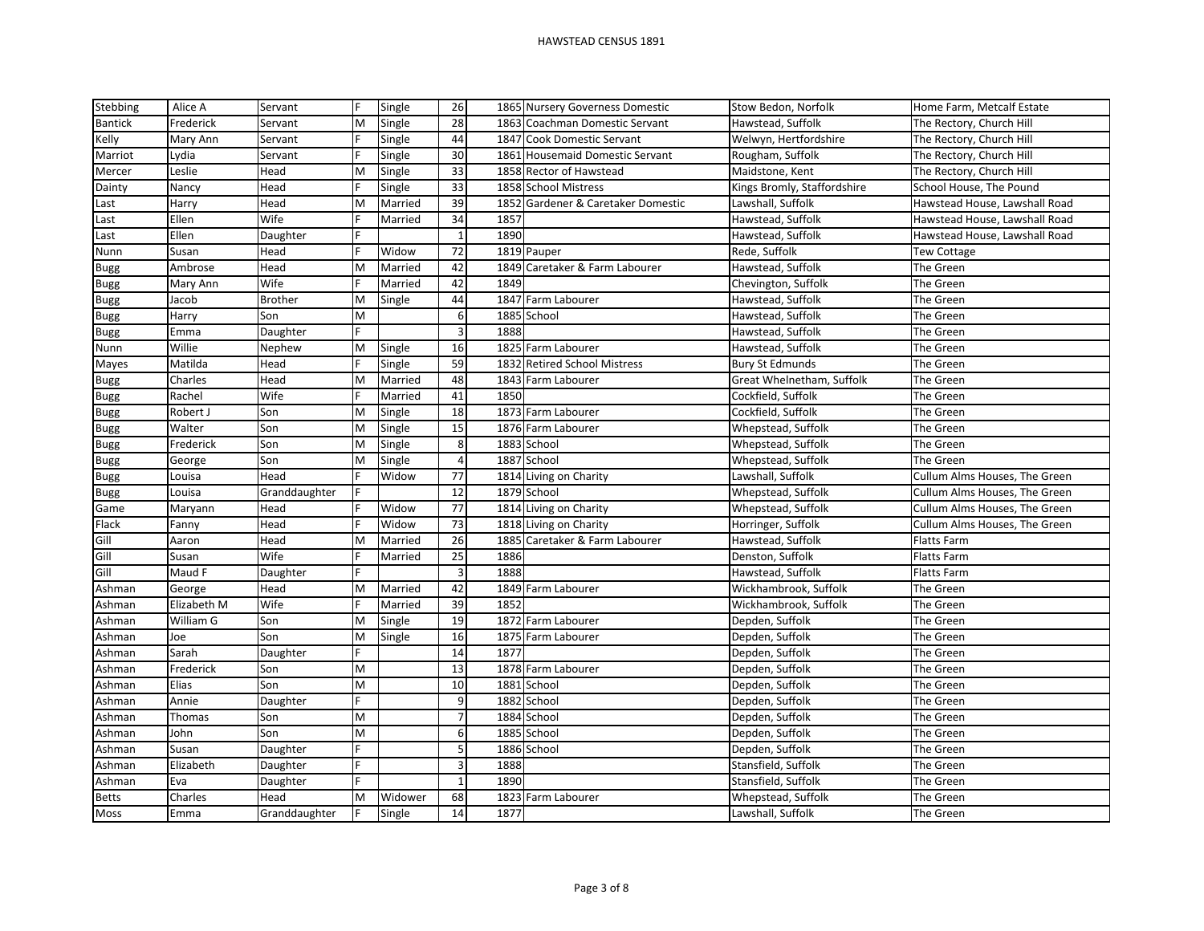| Stebbing | Alice A | Servant | F | Single | 26 | 1865 | Nursery Governess Domestic | Stow Bedon, Norfolk | Home Farm, Metcalf Estate |
|---|---|---|---|---|---|---|---|---|---|
| Bantick | Frederick | Servant | M | Single | 28 | 1863 | Coachman Domestic Servant | Hawstead, Suffolk | The Rectory, Church Hill |
| Kelly | Mary Ann | Servant | F | Single | 44 | 1847 | Cook Domestic Servant | Welwyn, Hertfordshire | The Rectory, Church Hill |
| Marriot | Lydia | Servant | F | Single | 30 | 1861 | Housemaid Domestic Servant | Rougham, Suffolk | The Rectory, Church Hill |
| Mercer | Leslie | Head | M | Single | 33 | 1858 | Rector of Hawstead | Maidstone, Kent | The Rectory, Church Hill |
| Dainty | Nancy | Head | F | Single | 33 | 1858 | School Mistress | Kings Bromly, Staffordshire | School House, The Pound |
| Last | Harry | Head | M | Married | 39 | 1852 | Gardener & Caretaker Domestic | Lawshall, Suffolk | Hawstead House, Lawshall Road |
| Last | Ellen | Wife | F | Married | 34 | 1857 | | Hawstead, Suffolk | Hawstead House, Lawshall Road |
| Last | Ellen | Daughter | F | | 1 | 1890 | | Hawstead, Suffolk | Hawstead House, Lawshall Road |
| Nunn | Susan | Head | F | Widow | 72 | 1819 | Pauper | Rede, Suffolk | Tew Cottage |
| Bugg | Ambrose | Head | M | Married | 42 | 1849 | Caretaker & Farm Labourer | Hawstead, Suffolk | The Green |
| Bugg | Mary Ann | Wife | F | Married | 42 | 1849 | | Chevington, Suffolk | The Green |
| Bugg | Jacob | Brother | M | Single | 44 | 1847 | Farm Labourer | Hawstead, Suffolk | The Green |
| Bugg | Harry | Son | M | | 6 | 1885 | School | Hawstead, Suffolk | The Green |
| Bugg | Emma | Daughter | F | | 3 | 1888 | | Hawstead, Suffolk | The Green |
| Nunn | Willie | Nephew | M | Single | 16 | 1825 | Farm Labourer | Hawstead, Suffolk | The Green |
| Mayes | Matilda | Head | F | Single | 59 | 1832 | Retired School Mistress | Bury St Edmunds | The Green |
| Bugg | Charles | Head | M | Married | 48 | 1843 | Farm Labourer | Great Whelnetham, Suffolk | The Green |
| Bugg | Rachel | Wife | F | Married | 41 | 1850 | | Cockfield, Suffolk | The Green |
| Bugg | Robert J | Son | M | Single | 18 | 1873 | Farm Labourer | Cockfield, Suffolk | The Green |
| Bugg | Walter | Son | M | Single | 15 | 1876 | Farm Labourer | Whepstead, Suffolk | The Green |
| Bugg | Frederick | Son | M | Single | 8 | 1883 | School | Whepstead, Suffolk | The Green |
| Bugg | George | Son | M | Single | 4 | 1887 | School | Whepstead, Suffolk | The Green |
| Bugg | Louisa | Head | F | Widow | 77 | 1814 | Living on Charity | Lawshall, Suffolk | Cullum Alms Houses, The Green |
| Bugg | Louisa | Granddaughter | F | | 12 | 1879 | School | Whepstead, Suffolk | Cullum Alms Houses, The Green |
| Game | Maryann | Head | F | Widow | 77 | 1814 | Living on Charity | Whepstead, Suffolk | Cullum Alms Houses, The Green |
| Flack | Fanny | Head | F | Widow | 73 | 1818 | Living on Charity | Horringer, Suffolk | Cullum Alms Houses, The Green |
| Gill | Aaron | Head | M | Married | 26 | 1885 | Caretaker & Farm Labourer | Hawstead, Suffolk | Flatts Farm |
| Gill | Susan | Wife | F | Married | 25 | 1886 | | Denston, Suffolk | Flatts Farm |
| Gill | Maud F | Daughter | F | | 3 | 1888 | | Hawstead, Suffolk | Flatts Farm |
| Ashman | George | Head | M | Married | 42 | 1849 | Farm Labourer | Wickhambrook, Suffolk | The Green |
| Ashman | Elizabeth M | Wife | F | Married | 39 | 1852 | | Wickhambrook, Suffolk | The Green |
| Ashman | William G | Son | M | Single | 19 | 1872 | Farm Labourer | Depden, Suffolk | The Green |
| Ashman | Joe | Son | M | Single | 16 | 1875 | Farm Labourer | Depden, Suffolk | The Green |
| Ashman | Sarah | Daughter | F | | 14 | 1877 | | Depden, Suffolk | The Green |
| Ashman | Frederick | Son | M | | 13 | 1878 | Farm Labourer | Depden, Suffolk | The Green |
| Ashman | Elias | Son | M | | 10 | 1881 | School | Depden, Suffolk | The Green |
| Ashman | Annie | Daughter | F | | 9 | 1882 | School | Depden, Suffolk | The Green |
| Ashman | Thomas | Son | M | | 7 | 1884 | School | Depden, Suffolk | The Green |
| Ashman | John | Son | M | | 6 | 1885 | School | Depden, Suffolk | The Green |
| Ashman | Susan | Daughter | F | | 5 | 1886 | School | Depden, Suffolk | The Green |
| Ashman | Elizabeth | Daughter | F | | 3 | 1888 | | Stansfield, Suffolk | The Green |
| Ashman | Eva | Daughter | F | | 1 | 1890 | | Stansfield, Suffolk | The Green |
| Betts | Charles | Head | M | Widower | 68 | 1823 | Farm Labourer | Whepstead, Suffolk | The Green |
| Moss | Emma | Granddaughter | F | Single | 14 | 1877 | | Lawshall, Suffolk | The Green |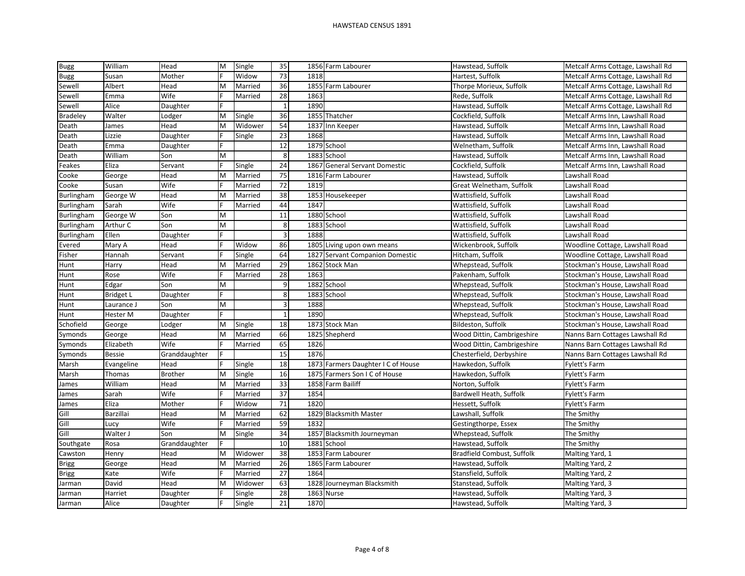# HAWSTEAD CENSUS 1891

| | | | | | | | | | |
|---|---|---|---|---|---|---|---|---|---|
| Bugg | William | Head | M | Single | 35 | 1856 | Farm Labourer | Hawstead, Suffolk | Metcalf Arms Cottage, Lawshall Rd |
| Bugg | Susan | Mother | F | Widow | 73 | 1818 | | Hartest, Suffolk | Metcalf Arms Cottage, Lawshall Rd |
| Sewell | Albert | Head | M | Married | 36 | 1855 | Farm Labourer | Thorpe Morieux, Suffolk | Metcalf Arms Cottage, Lawshall Rd |
| Sewell | Emma | Wife | F | Married | 28 | 1863 | | Rede, Suffolk | Metcalf Arms Cottage, Lawshall Rd |
| Sewell | Alice | Daughter | F | | 1 | 1890 | | Hawstead, Suffolk | Metcalf Arms Cottage, Lawshall Rd |
| Bradeley | Walter | Lodger | M | Single | 36 | 1855 | Thatcher | Cockfield, Suffolk | Metcalf Arms Inn, Lawshall Road |
| Death | James | Head | M | Widower | 54 | 1837 | Inn Keeper | Hawstead, Suffolk | Metcalf Arms Inn, Lawshall Road |
| Death | Lizzie | Daughter | F | Single | 23 | 1868 | | Hawstead, Suffolk | Metcalf Arms Inn, Lawshall Road |
| Death | Emma | Daughter | F | | 12 | 1879 | School | Welnetham, Suffolk | Metcalf Arms Inn, Lawshall Road |
| Death | William | Son | M | | 8 | 1883 | School | Hawstead, Suffolk | Metcalf Arms Inn, Lawshall Road |
| Feakes | Eliza | Servant | F | Single | 24 | 1867 | General Servant Domestic | Cockfield, Suffolk | Metcalf Arms Inn, Lawshall Road |
| Cooke | George | Head | M | Married | 75 | 1816 | Farm Labourer | Hawstead, Suffolk | Lawshall Road |
| Cooke | Susan | Wife | F | Married | 72 | 1819 | | Great Welnetham, Suffolk | Lawshall Road |
| Burlingham | George W | Head | M | Married | 38 | 1853 | Housekeeper | Wattisfield, Suffolk | Lawshall Road |
| Burlingham | Sarah | Wife | F | Married | 44 | 1847 | | Wattisfield, Suffolk | Lawshall Road |
| Burlingham | George W | Son | M | | 11 | 1880 | School | Wattisfield, Suffolk | Lawshall Road |
| Burlingham | Arthur C | Son | M | | 8 | 1883 | School | Wattisfield, Suffolk | Lawshall Road |
| Burlingham | Ellen | Daughter | F | | 3 | 1888 | | Wattisfield, Suffolk | Lawshall Road |
| Evered | Mary A | Head | F | Widow | 86 | 1805 | Living upon own means | Wickenbrook, Suffolk | Woodline Cottage, Lawshall Road |
| Fisher | Hannah | Servant | F | Single | 64 | 1827 | Servant Companion Domestic | Hitcham, Suffolk | Woodline Cottage, Lawshall Road |
| Hunt | Harry | Head | M | Married | 29 | 1862 | Stock Man | Whepstead, Suffolk | Stockman's House, Lawshall Road |
| Hunt | Rose | Wife | F | Married | 28 | 1863 | | Pakenham, Suffolk | Stockman's House, Lawshall Road |
| Hunt | Edgar | Son | M | | 9 | 1882 | School | Whepstead, Suffolk | Stockman's House, Lawshall Road |
| Hunt | Bridget L | Daughter | F | | 8 | 1883 | School | Whepstead, Suffolk | Stockman's House, Lawshall Road |
| Hunt | Laurance J | Son | M | | 3 | 1888 | | Whepstead, Suffolk | Stockman's House, Lawshall Road |
| Hunt | Hester M | Daughter | F | | 1 | 1890 | | Whepstead, Suffolk | Stockman's House, Lawshall Road |
| Schofield | George | Lodger | M | Single | 18 | 1873 | Stock Man | Bildeston, Suffolk | Stockman's House, Lawshall Road |
| Symonds | George | Head | M | Married | 66 | 1825 | Shepherd | Wood Dittin, Cambrigeshire | Nanns Barn Cottages Lawshall Rd |
| Symonds | Elizabeth | Wife | F | Married | 65 | 1826 | | Wood Dittin, Cambrigeshire | Nanns Barn Cottages Lawshall Rd |
| Symonds | Bessie | Granddaughter | F | | 15 | 1876 | | Chesterfield, Derbyshire | Nanns Barn Cottages Lawshall Rd |
| Marsh | Evangeline | Head | F | Single | 18 | 1873 | Farmers Daughter I C of House | Hawkedon, Suffolk | Fylett's Farm |
| Marsh | Thomas | Brother | M | Single | 16 | 1875 | Farmers Son I C of House | Hawkedon, Suffolk | Fylett's Farm |
| James | William | Head | M | Married | 33 | 1858 | Farm Bailiff | Norton, Suffolk | Fylett's Farm |
| James | Sarah | Wife | F | Married | 37 | 1854 | | Bardwell Heath, Suffolk | Fylett's Farm |
| James | Eliza | Mother | F | Widow | 71 | 1820 | | Hessett, Suffolk | Fylett's Farm |
| Gill | Barzillai | Head | M | Married | 62 | 1829 | Blacksmith Master | Lawshall, Suffolk | The Smithy |
| Gill | Lucy | Wife | F | Married | 59 | 1832 | | Gestingthorpe, Essex | The Smithy |
| Gill | Walter J | Son | M | Single | 34 | 1857 | Blacksmith Journeyman | Whepstead, Suffolk | The Smithy |
| Southgate | Rosa | Granddaughter | F | | 10 | 1881 | School | Hawstead, Suffolk | The Smithy |
| Cawston | Henry | Head | M | Widower | 38 | 1853 | Farm Labourer | Bradfield Combust, Suffolk | Malting Yard, 1 |
| Brigg | George | Head | M | Married | 26 | 1865 | Farm Labourer | Hawstead, Suffolk | Malting Yard, 2 |
| Brigg | Kate | Wife | F | Married | 27 | 1864 | | Stansfield, Suffolk | Malting Yard, 2 |
| Jarman | David | Head | M | Widower | 63 | 1828 | Journeyman Blacksmith | Stanstead, Suffolk | Malting Yard, 3 |
| Jarman | Harriet | Daughter | F | Single | 28 | 1863 | Nurse | Hawstead, Suffolk | Malting Yard, 3 |
| Jarman | Alice | Daughter | F | Single | 21 | 1870 | | Hawstead, Suffolk | Malting Yard, 3 |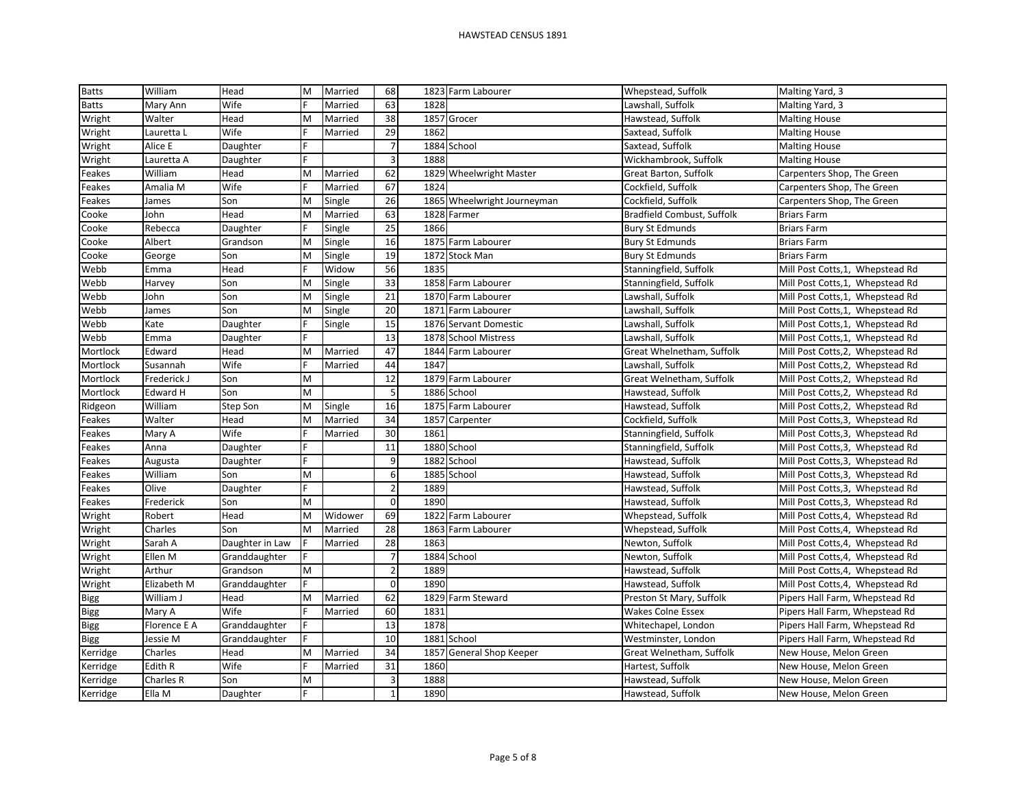# HAWSTEAD CENSUS 1891

| | | | | | | | | | |
|---|---|---|---|---|---|---|---|---|---|
| Batts | William | Head | M | Married | 68 | 1823 | Farm Labourer | Whepstead, Suffolk | Malting Yard, 3 |
| Batts | Mary Ann | Wife | F | Married | 63 | 1828 | | Lawshall, Suffolk | Malting Yard, 3 |
| Wright | Walter | Head | M | Married | 38 | 1857 | Grocer | Hawstead, Suffolk | Malting House |
| Wright | Lauretta L | Wife | F | Married | 29 | 1862 | | Saxtead, Suffolk | Malting House |
| Wright | Alice E | Daughter | F | | 7 | 1884 | School | Saxtead, Suffolk | Malting House |
| Wright | Lauretta A | Daughter | F | | 3 | 1888 | | Wickhambrook, Suffolk | Malting House |
| Feakes | William | Head | M | Married | 62 | 1829 | Wheelwright Master | Great Barton, Suffolk | Carpenters Shop, The Green |
| Feakes | Amalia M | Wife | F | Married | 67 | 1824 | | Cockfield, Suffolk | Carpenters Shop, The Green |
| Feakes | James | Son | M | Single | 26 | 1865 | Wheelwright Journeyman | Cockfield, Suffolk | Carpenters Shop, The Green |
| Cooke | John | Head | M | Married | 63 | 1828 | Farmer | Bradfield Combust, Suffolk | Briars Farm |
| Cooke | Rebecca | Daughter | F | Single | 25 | 1866 | | Bury St Edmunds | Briars Farm |
| Cooke | Albert | Grandson | M | Single | 16 | 1875 | Farm Labourer | Bury St Edmunds | Briars Farm |
| Cooke | George | Son | M | Single | 19 | 1872 | Stock Man | Bury St Edmunds | Briars Farm |
| Webb | Emma | Head | F | Widow | 56 | 1835 | | Stanningfield, Suffolk | Mill Post Cotts,1, Whepstead Rd |
| Webb | Harvey | Son | M | Single | 33 | 1858 | Farm Labourer | Stanningfield, Suffolk | Mill Post Cotts,1, Whepstead Rd |
| Webb | John | Son | M | Single | 21 | 1870 | Farm Labourer | Lawshall, Suffolk | Mill Post Cotts,1, Whepstead Rd |
| Webb | James | Son | M | Single | 20 | 1871 | Farm Labourer | Lawshall, Suffolk | Mill Post Cotts,1, Whepstead Rd |
| Webb | Kate | Daughter | F | Single | 15 | 1876 | Servant Domestic | Lawshall, Suffolk | Mill Post Cotts,1, Whepstead Rd |
| Webb | Emma | Daughter | F | | 13 | 1878 | School Mistress | Lawshall, Suffolk | Mill Post Cotts,1, Whepstead Rd |
| Mortlock | Edward | Head | M | Married | 47 | 1844 | Farm Labourer | Great Whelnetham, Suffolk | Mill Post Cotts,2, Whepstead Rd |
| Mortlock | Susannah | Wife | F | Married | 44 | 1847 | | Lawshall, Suffolk | Mill Post Cotts,2, Whepstead Rd |
| Mortlock | Frederick J | Son | M | | 12 | 1879 | Farm Labourer | Great Welnetham, Suffolk | Mill Post Cotts,2, Whepstead Rd |
| Mortlock | Edward H | Son | M | | 5 | 1886 | School | Hawstead, Suffolk | Mill Post Cotts,2, Whepstead Rd |
| Ridgeon | William | Step Son | M | Single | 16 | 1875 | Farm Labourer | Hawstead, Suffolk | Mill Post Cotts,2, Whepstead Rd |
| Feakes | Walter | Head | M | Married | 34 | 1857 | Carpenter | Cockfield, Suffolk | Mill Post Cotts,3, Whepstead Rd |
| Feakes | Mary A | Wife | F | Married | 30 | 1861 | | Stanningfield, Suffolk | Mill Post Cotts,3, Whepstead Rd |
| Feakes | Anna | Daughter | F | | 11 | 1880 | School | Stanningfield, Suffolk | Mill Post Cotts,3, Whepstead Rd |
| Feakes | Augusta | Daughter | F | | 9 | 1882 | School | Hawstead, Suffolk | Mill Post Cotts,3, Whepstead Rd |
| Feakes | William | Son | M | | 6 | 1885 | School | Hawstead, Suffolk | Mill Post Cotts,3, Whepstead Rd |
| Feakes | Olive | Daughter | F | | 2 | 1889 | | Hawstead, Suffolk | Mill Post Cotts,3, Whepstead Rd |
| Feakes | Frederick | Son | M | | 0 | 1890 | | Hawstead, Suffolk | Mill Post Cotts,3, Whepstead Rd |
| Wright | Robert | Head | M | Widower | 69 | 1822 | Farm Labourer | Whepstead, Suffolk | Mill Post Cotts,4, Whepstead Rd |
| Wright | Charles | Son | M | Married | 28 | 1863 | Farm Labourer | Whepstead, Suffolk | Mill Post Cotts,4, Whepstead Rd |
| Wright | Sarah A | Daughter in Law | F | Married | 28 | 1863 | | Newton, Suffolk | Mill Post Cotts,4, Whepstead Rd |
| Wright | Ellen M | Granddaughter | F | | 7 | 1884 | School | Newton, Suffolk | Mill Post Cotts,4, Whepstead Rd |
| Wright | Arthur | Grandson | M | | 2 | 1889 | | Hawstead, Suffolk | Mill Post Cotts,4, Whepstead Rd |
| Wright | Elizabeth M | Granddaughter | F | | 0 | 1890 | | Hawstead, Suffolk | Mill Post Cotts,4, Whepstead Rd |
| Bigg | William J | Head | M | Married | 62 | 1829 | Farm Steward | Preston St Mary, Suffolk | Pipers Hall Farm, Whepstead Rd |
| Bigg | Mary A | Wife | F | Married | 60 | 1831 | | Wakes Colne Essex | Pipers Hall Farm, Whepstead Rd |
| Bigg | Florence E A | Granddaughter | F | | 13 | 1878 | | Whitechapel, London | Pipers Hall Farm, Whepstead Rd |
| Bigg | Jessie M | Granddaughter | F | | 10 | 1881 | School | Westminster, London | Pipers Hall Farm, Whepstead Rd |
| Kerridge | Charles | Head | M | Married | 34 | 1857 | General Shop Keeper | Great Welnetham, Suffolk | New House, Melon Green |
| Kerridge | Edith R | Wife | F | Married | 31 | 1860 | | Hartest, Suffolk | New House, Melon Green |
| Kerridge | Charles R | Son | M | | 3 | 1888 | | Hawstead, Suffolk | New House, Melon Green |
| Kerridge | Ella M | Daughter | F | | 1 | 1890 | | Hawstead, Suffolk | New House, Melon Green |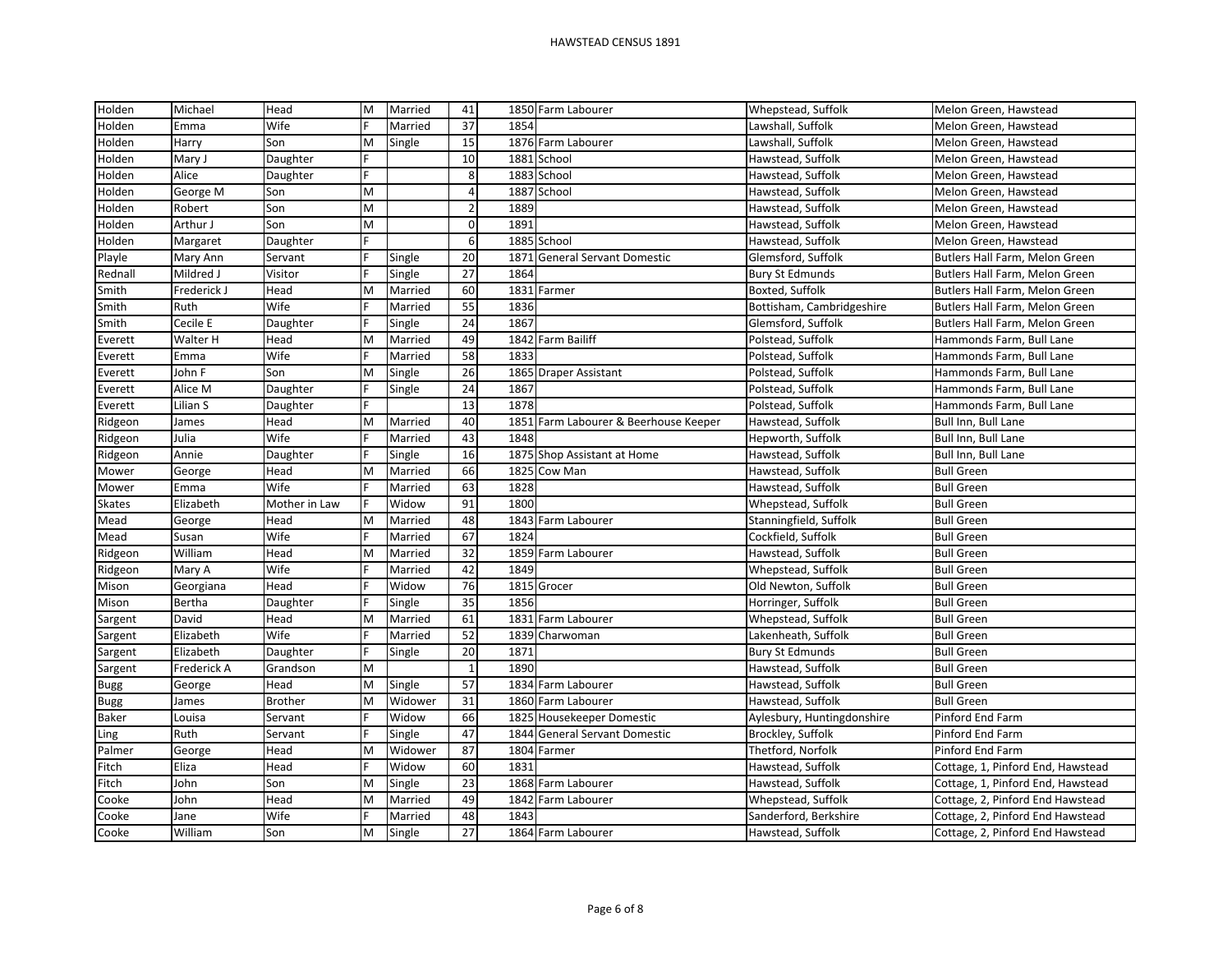| | | | | | | | | | |
|---|---|---|---|---|---|---|---|---|---|
| Holden | Michael | Head | M | Married | 41 | 1850 | Farm Labourer | Whepstead, Suffolk | Melon Green, Hawstead |
| Holden | Emma | Wife | F | Married | 37 | 1854 | | Lawshall, Suffolk | Melon Green, Hawstead |
| Holden | Harry | Son | M | Single | 15 | 1876 | Farm Labourer | Lawshall, Suffolk | Melon Green, Hawstead |
| Holden | Mary J | Daughter | F | | 10 | 1881 | School | Hawstead, Suffolk | Melon Green, Hawstead |
| Holden | Alice | Daughter | F | | 8 | 1883 | School | Hawstead, Suffolk | Melon Green, Hawstead |
| Holden | George M | Son | M | | 4 | 1887 | School | Hawstead, Suffolk | Melon Green, Hawstead |
| Holden | Robert | Son | M | | 2 | 1889 | | Hawstead, Suffolk | Melon Green, Hawstead |
| Holden | Arthur J | Son | M | | 0 | 1891 | | Hawstead, Suffolk | Melon Green, Hawstead |
| Holden | Margaret | Daughter | F | | 6 | 1885 | School | Hawstead, Suffolk | Melon Green, Hawstead |
| Playle | Mary Ann | Servant | F | Single | 20 | 1871 | General Servant Domestic | Glemsford, Suffolk | Butlers Hall Farm, Melon Green |
| Rednall | Mildred J | Visitor | F | Single | 27 | 1864 | | Bury St Edmunds | Butlers Hall Farm, Melon Green |
| Smith | Frederick J | Head | M | Married | 60 | 1831 | Farmer | Boxted, Suffolk | Butlers Hall Farm, Melon Green |
| Smith | Ruth | Wife | F | Married | 55 | 1836 | | Bottisham, Cambridgeshire | Butlers Hall Farm, Melon Green |
| Smith | Cecile E | Daughter | F | Single | 24 | 1867 | | Glemsford, Suffolk | Butlers Hall Farm, Melon Green |
| Everett | Walter H | Head | M | Married | 49 | 1842 | Farm Bailiff | Polstead, Suffolk | Hammonds Farm, Bull Lane |
| Everett | Emma | Wife | F | Married | 58 | 1833 | | Polstead, Suffolk | Hammonds Farm, Bull Lane |
| Everett | John F | Son | M | Single | 26 | 1865 | Draper Assistant | Polstead, Suffolk | Hammonds Farm, Bull Lane |
| Everett | Alice M | Daughter | F | Single | 24 | 1867 | | Polstead, Suffolk | Hammonds Farm, Bull Lane |
| Everett | Lilian S | Daughter | F | | 13 | 1878 | | Polstead, Suffolk | Hammonds Farm, Bull Lane |
| Ridgeon | James | Head | M | Married | 40 | 1851 | Farm Labourer & Beerhouse Keeper | Hawstead, Suffolk | Bull Inn, Bull Lane |
| Ridgeon | Julia | Wife | F | Married | 43 | 1848 | | Hepworth, Suffolk | Bull Inn, Bull Lane |
| Ridgeon | Annie | Daughter | F | Single | 16 | 1875 | Shop Assistant at Home | Hawstead, Suffolk | Bull Inn, Bull Lane |
| Mower | George | Head | M | Married | 66 | 1825 | Cow Man | Hawstead, Suffolk | Bull Green |
| Mower | Emma | Wife | F | Married | 63 | 1828 | | Hawstead, Suffolk | Bull Green |
| Skates | Elizabeth | Mother in Law | F | Widow | 91 | 1800 | | Whepstead, Suffolk | Bull Green |
| Mead | George | Head | M | Married | 48 | 1843 | Farm Labourer | Stanningfield, Suffolk | Bull Green |
| Mead | Susan | Wife | F | Married | 67 | 1824 | | Cockfield, Suffolk | Bull Green |
| Ridgeon | William | Head | M | Married | 32 | 1859 | Farm Labourer | Hawstead, Suffolk | Bull Green |
| Ridgeon | Mary A | Wife | F | Married | 42 | 1849 | | Whepstead, Suffolk | Bull Green |
| Mison | Georgiana | Head | F | Widow | 76 | 1815 | Grocer | Old Newton, Suffolk | Bull Green |
| Mison | Bertha | Daughter | F | Single | 35 | 1856 | | Horringer, Suffolk | Bull Green |
| Sargent | David | Head | M | Married | 61 | 1831 | Farm Labourer | Whepstead, Suffolk | Bull Green |
| Sargent | Elizabeth | Wife | F | Married | 52 | 1839 | Charwoman | Lakenheath, Suffolk | Bull Green |
| Sargent | Elizabeth | Daughter | F | Single | 20 | 1871 | | Bury St Edmunds | Bull Green |
| Sargent | Frederick A | Grandson | M | | 1 | 1890 | | Hawstead, Suffolk | Bull Green |
| Bugg | George | Head | M | Single | 57 | 1834 | Farm Labourer | Hawstead, Suffolk | Bull Green |
| Bugg | James | Brother | M | Widower | 31 | 1860 | Farm Labourer | Hawstead, Suffolk | Bull Green |
| Baker | Louisa | Servant | F | Widow | 66 | 1825 | Housekeeper Domestic | Aylesbury, Huntingdonshire | Pinford End Farm |
| Ling | Ruth | Servant | F | Single | 47 | 1844 | General Servant Domestic | Brockley, Suffolk | Pinford End Farm |
| Palmer | George | Head | M | Widower | 87 | 1804 | Farmer | Thetford, Norfolk | Pinford End Farm |
| Fitch | Eliza | Head | F | Widow | 60 | 1831 | | Hawstead, Suffolk | Cottage, 1, Pinford End, Hawstead |
| Fitch | John | Son | M | Single | 23 | 1868 | Farm Labourer | Hawstead, Suffolk | Cottage, 1, Pinford End, Hawstead |
| Cooke | John | Head | M | Married | 49 | 1842 | Farm Labourer | Whepstead, Suffolk | Cottage, 2, Pinford End Hawstead |
| Cooke | Jane | Wife | F | Married | 48 | 1843 | | Sanderford, Berkshire | Cottage, 2, Pinford End Hawstead |
| Cooke | William | Son | M | Single | 27 | 1864 | Farm Labourer | Hawstead, Suffolk | Cottage, 2, Pinford End Hawstead |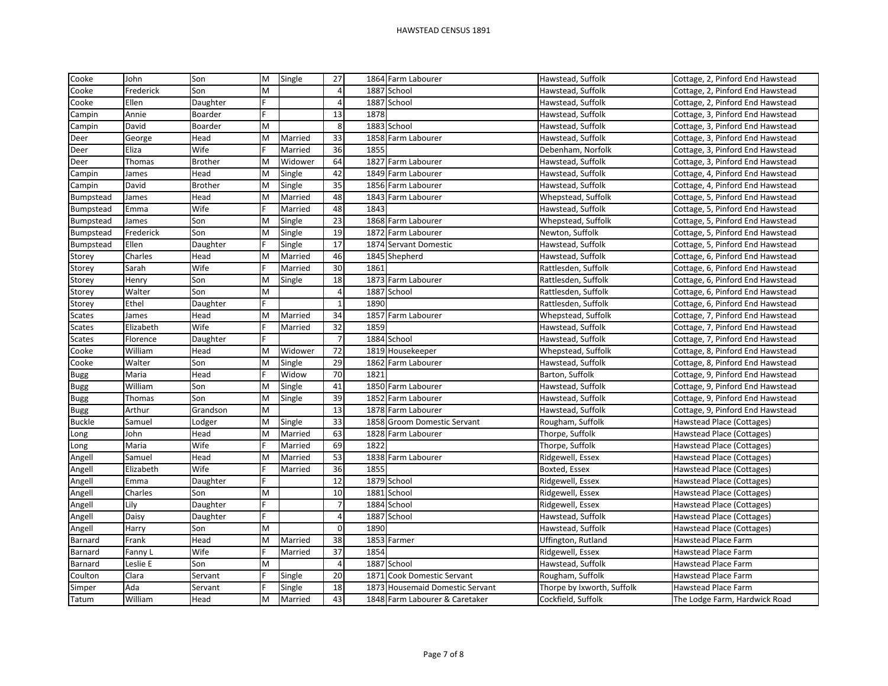# HAWSTEAD CENSUS 1891

| | | | | | | | | | |
|---|---|---|---|---|---|---|---|---|---|
| Cooke | John | Son | M | Single | 27 | 1864 | Farm Labourer | Hawstead, Suffolk | Cottage, 2, Pinford End Hawstead |
| Cooke | Frederick | Son | M | | 4 | 1887 | School | Hawstead, Suffolk | Cottage, 2, Pinford End Hawstead |
| Cooke | Ellen | Daughter | F | | 4 | 1887 | School | Hawstead, Suffolk | Cottage, 2, Pinford End Hawstead |
| Campin | Annie | Boarder | F | | 13 | 1878 | | Hawstead, Suffolk | Cottage, 3, Pinford End Hawstead |
| Campin | David | Boarder | M | | 8 | 1883 | School | Hawstead, Suffolk | Cottage, 3, Pinford End Hawstead |
| Deer | George | Head | M | Married | 33 | 1858 | Farm Labourer | Hawstead, Suffolk | Cottage, 3, Pinford End Hawstead |
| Deer | Eliza | Wife | F | Married | 36 | 1855 | | Debenham, Norfolk | Cottage, 3, Pinford End Hawstead |
| Deer | Thomas | Brother | M | Widower | 64 | 1827 | Farm Labourer | Hawstead, Suffolk | Cottage, 3, Pinford End Hawstead |
| Campin | James | Head | M | Single | 42 | 1849 | Farm Labourer | Hawstead, Suffolk | Cottage, 4, Pinford End Hawstead |
| Campin | David | Brother | M | Single | 35 | 1856 | Farm Labourer | Hawstead, Suffolk | Cottage, 4, Pinford End Hawstead |
| Bumpstead | James | Head | M | Married | 48 | 1843 | Farm Labourer | Whepstead, Suffolk | Cottage, 5, Pinford End Hawstead |
| Bumpstead | Emma | Wife | F | Married | 48 | 1843 | | Hawstead, Suffolk | Cottage, 5, Pinford End Hawstead |
| Bumpstead | James | Son | M | Single | 23 | 1868 | Farm Labourer | Whepstead, Suffolk | Cottage, 5, Pinford End Hawstead |
| Bumpstead | Frederick | Son | M | Single | 19 | 1872 | Farm Labourer | Newton, Suffolk | Cottage, 5, Pinford End Hawstead |
| Bumpstead | Ellen | Daughter | F | Single | 17 | 1874 | Servant Domestic | Hawstead, Suffolk | Cottage, 5, Pinford End Hawstead |
| Storey | Charles | Head | M | Married | 46 | 1845 | Shepherd | Hawstead, Suffolk | Cottage, 6, Pinford End Hawstead |
| Storey | Sarah | Wife | F | Married | 30 | 1861 | | Rattlesden, Suffolk | Cottage, 6, Pinford End Hawstead |
| Storey | Henry | Son | M | Single | 18 | 1873 | Farm Labourer | Rattlesden, Suffolk | Cottage, 6, Pinford End Hawstead |
| Storey | Walter | Son | M | | 4 | 1887 | School | Rattlesden, Suffolk | Cottage, 6, Pinford End Hawstead |
| Storey | Ethel | Daughter | F | | 1 | 1890 | | Rattlesden, Suffolk | Cottage, 6, Pinford End Hawstead |
| Scates | James | Head | M | Married | 34 | 1857 | Farm Labourer | Whepstead, Suffolk | Cottage, 7, Pinford End Hawstead |
| Scates | Elizabeth | Wife | F | Married | 32 | 1859 | | Hawstead, Suffolk | Cottage, 7, Pinford End Hawstead |
| Scates | Florence | Daughter | F | | 7 | 1884 | School | Hawstead, Suffolk | Cottage, 7, Pinford End Hawstead |
| Cooke | William | Head | M | Widower | 72 | 1819 | Housekeeper | Whepstead, Suffolk | Cottage, 8, Pinford End Hawstead |
| Cooke | Walter | Son | M | Single | 29 | 1862 | Farm Labourer | Hawstead, Suffolk | Cottage, 8, Pinford End Hawstead |
| Bugg | Maria | Head | F | Widow | 70 | 1821 | | Barton, Suffolk | Cottage, 9, Pinford End Hawstead |
| Bugg | William | Son | M | Single | 41 | 1850 | Farm Labourer | Hawstead, Suffolk | Cottage, 9, Pinford End Hawstead |
| Bugg | Thomas | Son | M | Single | 39 | 1852 | Farm Labourer | Hawstead, Suffolk | Cottage, 9, Pinford End Hawstead |
| Bugg | Arthur | Grandson | M | | 13 | 1878 | Farm Labourer | Hawstead, Suffolk | Cottage, 9, Pinford End Hawstead |
| Buckle | Samuel | Lodger | M | Single | 33 | 1858 | Groom Domestic Servant | Rougham, Suffolk | Hawstead Place (Cottages) |
| Long | John | Head | M | Married | 63 | 1828 | Farm Labourer | Thorpe, Suffolk | Hawstead Place (Cottages) |
| Long | Maria | Wife | F | Married | 69 | 1822 | | Thorpe, Suffolk | Hawstead Place (Cottages) |
| Angell | Samuel | Head | M | Married | 53 | 1838 | Farm Labourer | Ridgewell, Essex | Hawstead Place (Cottages) |
| Angell | Elizabeth | Wife | F | Married | 36 | 1855 | | Boxted, Essex | Hawstead Place (Cottages) |
| Angell | Emma | Daughter | F | | 12 | 1879 | School | Ridgewell, Essex | Hawstead Place (Cottages) |
| Angell | Charles | Son | M | | 10 | 1881 | School | Ridgewell, Essex | Hawstead Place (Cottages) |
| Angell | Lily | Daughter | F | | 7 | 1884 | School | Ridgewell, Essex | Hawstead Place (Cottages) |
| Angell | Daisy | Daughter | F | | 4 | 1887 | School | Hawstead, Suffolk | Hawstead Place (Cottages) |
| Angell | Harry | Son | M | | 0 | 1890 | | Hawstead, Suffolk | Hawstead Place (Cottages) |
| Barnard | Frank | Head | M | Married | 38 | 1853 | Farmer | Uffington, Rutland | Hawstead Place Farm |
| Barnard | Fanny L | Wife | F | Married | 37 | 1854 | | Ridgewell, Essex | Hawstead Place Farm |
| Barnard | Leslie E | Son | M | | 4 | 1887 | School | Hawstead, Suffolk | Hawstead Place Farm |
| Coulton | Clara | Servant | F | Single | 20 | 1871 | Cook Domestic Servant | Rougham, Suffolk | Hawstead Place Farm |
| Simper | Ada | Servant | F | Single | 18 | 1873 | Housemaid Domestic Servant | Thorpe by Ixworth, Suffolk | Hawstead Place Farm |
| Tatum | William | Head | M | Married | 43 | 1848 | Farm Labourer & Caretaker | Cockfield, Suffolk | The Lodge Farm, Hardwick Road |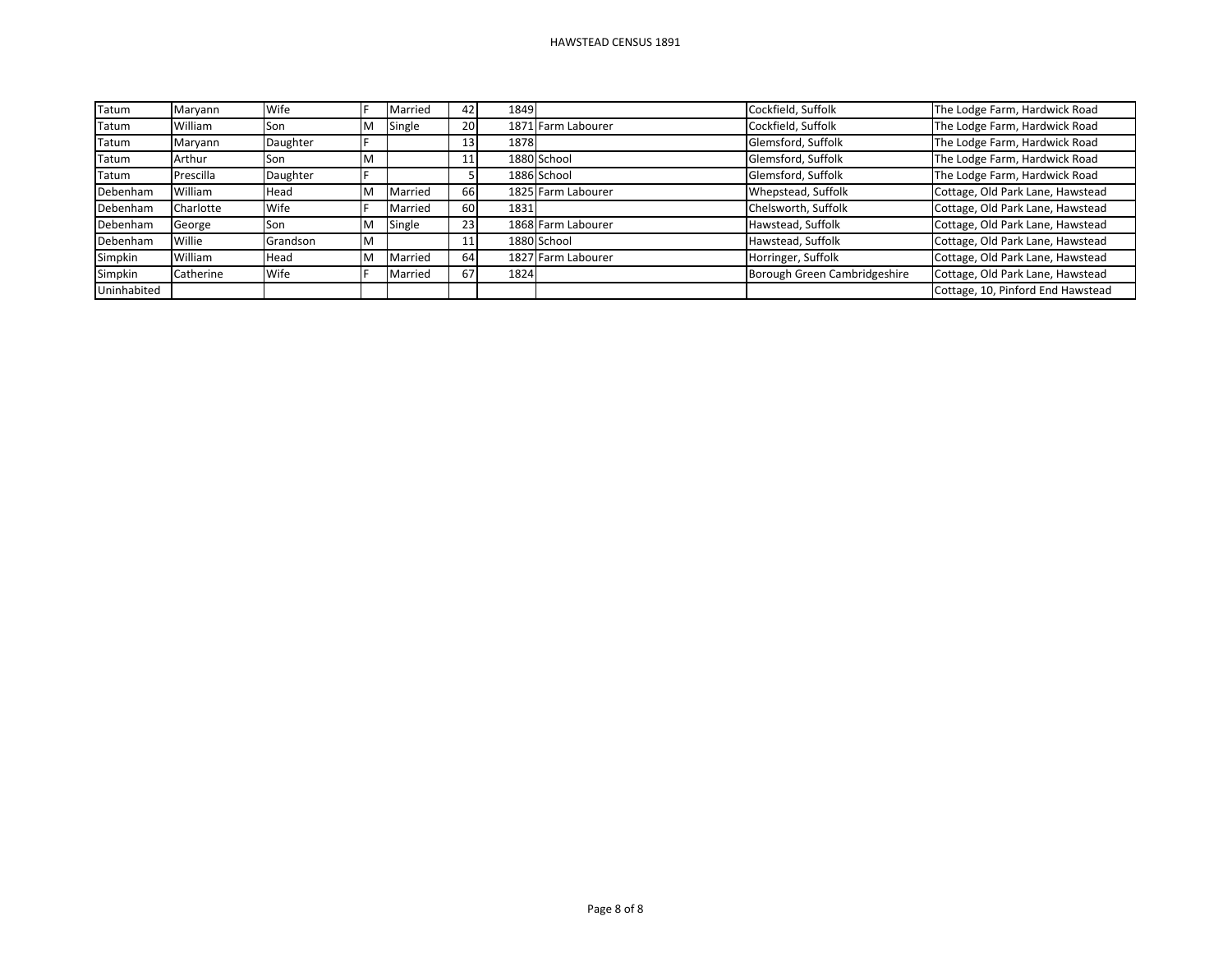| | | | | | | | | | |
|---|---|---|---|---|---|---|---|---|---|
| Tatum | Maryann | Wife | F | Married | 42 | 1849 | | Cockfield, Suffolk | The Lodge Farm, Hardwick Road |
| Tatum | William | Son | M | Single | 20 | 1871 | Farm Labourer | Cockfield, Suffolk | The Lodge Farm, Hardwick Road |
| Tatum | Maryann | Daughter | F | | 13 | 1878 | | Glemsford, Suffolk | The Lodge Farm, Hardwick Road |
| Tatum | Arthur | Son | M | | 11 | 1880 | School | Glemsford, Suffolk | The Lodge Farm, Hardwick Road |
| Tatum | Prescilla | Daughter | F | | 5 | 1886 | School | Glemsford, Suffolk | The Lodge Farm, Hardwick Road |
| Debenham | William | Head | M | Married | 66 | 1825 | Farm Labourer | Whepstead, Suffolk | Cottage, Old Park Lane, Hawstead |
| Debenham | Charlotte | Wife | F | Married | 60 | 1831 | | Chelsworth, Suffolk | Cottage, Old Park Lane, Hawstead |
| Debenham | George | Son | M | Single | 23 | 1868 | Farm Labourer | Hawstead, Suffolk | Cottage, Old Park Lane, Hawstead |
| Debenham | Willie | Grandson | M | | 11 | 1880 | School | Hawstead, Suffolk | Cottage, Old Park Lane, Hawstead |
| Simpkin | William | Head | M | Married | 64 | 1827 | Farm Labourer | Horringer, Suffolk | Cottage, Old Park Lane, Hawstead |
| Simpkin | Catherine | Wife | F | Married | 67 | 1824 | | Borough Green Cambridgeshire | Cottage, Old Park Lane, Hawstead |
| Uninhabited | | | | | | | | | Cottage, 10, Pinford End Hawstead |